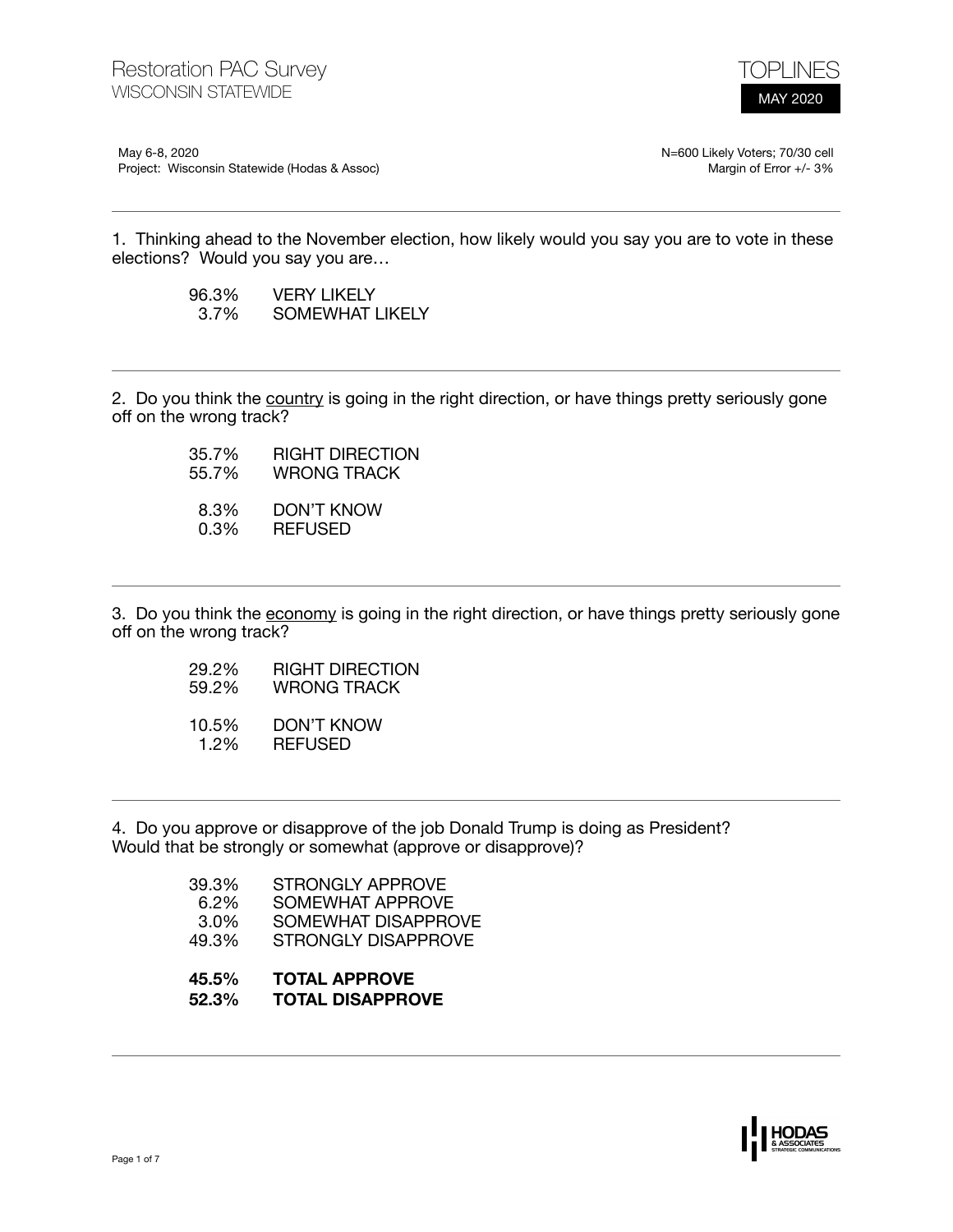# Restoration PAC Survey
## WISCONSIN STATEWIDE

**TOPLINES**
MAY 2020

May 6-8, 2020
Project: Wisconsin Statewide (Hodas & Assoc)

N=600 Likely Voters; 70/30 cell
Margin of Error +/- 3%

---

1. Thinking ahead to the November election, how likely would you say you are to vote in these elections? Would you say you are…

| | |
|---|---|
| 96.3% | VERY LIKELY |
| 3.7% | SOMEWHAT LIKELY |

---

2. Do you think the <u>country</u> is going in the right direction, or have things pretty seriously gone off on the wrong track?

| | |
|---|---|
| 35.7% | RIGHT DIRECTION |
| 55.7% | WRONG TRACK |
| 8.3% | DON'T KNOW |
| 0.3% | REFUSED |

---

3. Do you think the <u>economy</u> is going in the right direction, or have things pretty seriously gone off on the wrong track?

| | |
|---|---|
| 29.2% | RIGHT DIRECTION |
| 59.2% | WRONG TRACK |
| 10.5% | DON'T KNOW |
| 1.2% | REFUSED |

---

4. Do you approve or disapprove of the job Donald Trump is doing as President? Would that be strongly or somewhat (approve or disapprove)?

| | |
|---|---|
| 39.3% | STRONGLY APPROVE |
| 6.2% | SOMEWHAT APPROVE |
| 3.0% | SOMEWHAT DISAPPROVE |
| 49.3% | STRONGLY DISAPPROVE |
| **45.5%** | **TOTAL APPROVE** |
| **52.3%** | **TOTAL DISAPPROVE** |

---

HODAS & ASSOCIATES STRATEGIC COMMUNICATIONS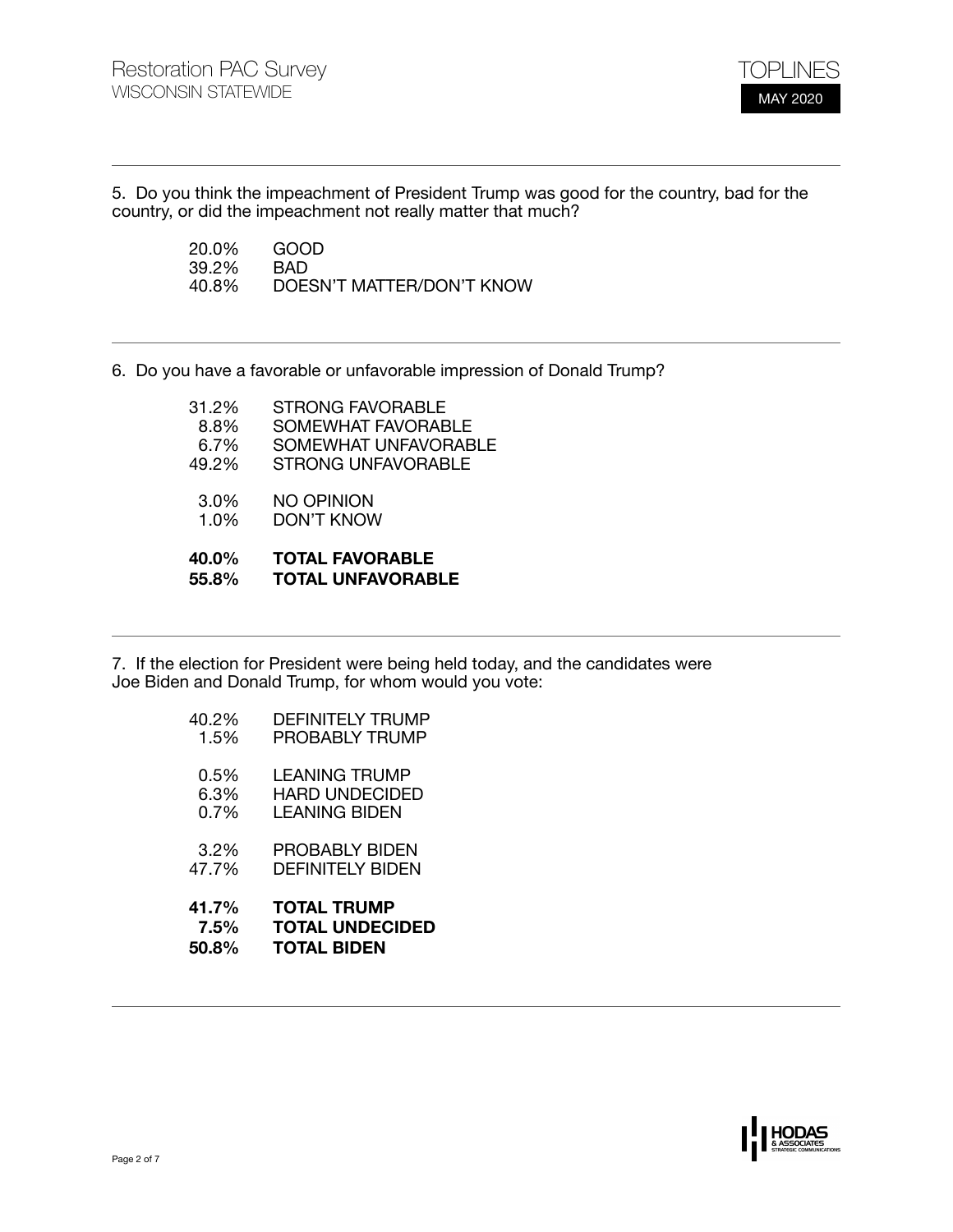5. Do you think the impeachment of President Trump was good for the country, bad for the country, or did the impeachment not really matter that much?

| | |
|---|---|
| 20.0% | GOOD |
| 39.2% | BAD |
| 40.8% | DOESN'T MATTER/DON'T KNOW |

6. Do you have a favorable or unfavorable impression of Donald Trump?

| | |
|---|---|
| 31.2% | STRONG FAVORABLE |
| 8.8% | SOMEWHAT FAVORABLE |
| 6.7% | SOMEWHAT UNFAVORABLE |
| 49.2% | STRONG UNFAVORABLE |
| 3.0% | NO OPINION |
| 1.0% | DON'T KNOW |
| **40.0%** | **TOTAL FAVORABLE** |
| **55.8%** | **TOTAL UNFAVORABLE** |

7. If the election for President were being held today, and the candidates were Joe Biden and Donald Trump, for whom would you vote:

| | |
|---|---|
| 40.2% | DEFINITELY TRUMP |
| 1.5% | PROBABLY TRUMP |
| 0.5% | LEANING TRUMP |
| 6.3% | HARD UNDECIDED |
| 0.7% | LEANING BIDEN |
| 3.2% | PROBABLY BIDEN |
| 47.7% | DEFINITELY BIDEN |
| **41.7%** | **TOTAL TRUMP** |
| **7.5%** | **TOTAL UNDECIDED** |
| **50.8%** | **TOTAL BIDEN** |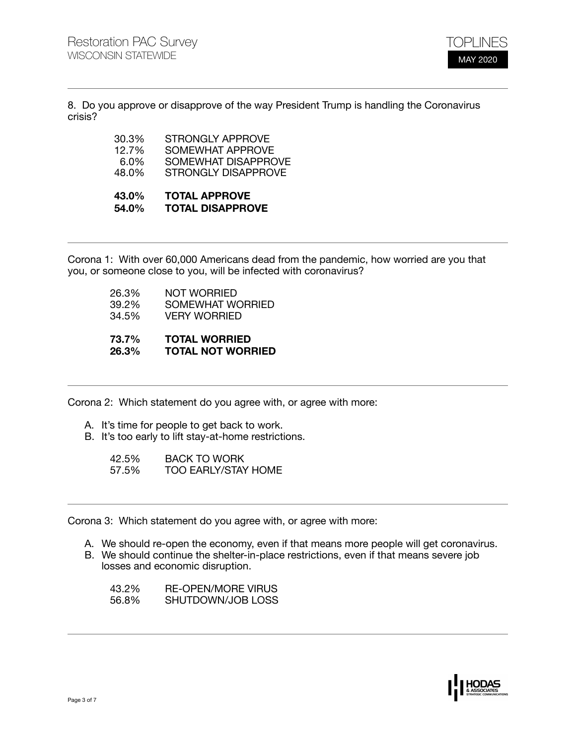8. Do you approve or disapprove of the way President Trump is handling the Coronavirus crisis?

| | |
|---|---|
| 30.3% | STRONGLY APPROVE |
| 12.7% | SOMEWHAT APPROVE |
| 6.0% | SOMEWHAT DISAPPROVE |
| 48.0% | STRONGLY DISAPPROVE |
| **43.0%** | **TOTAL APPROVE** |
| **54.0%** | **TOTAL DISAPPROVE** |

---

Corona 1: With over 60,000 Americans dead from the pandemic, how worried are you that you, or someone close to you, will be infected with coronavirus?

| | |
|---|---|
| 26.3% | NOT WORRIED |
| 39.2% | SOMEWHAT WORRIED |
| 34.5% | VERY WORRIED |
| **73.7%** | **TOTAL WORRIED** |
| **26.3%** | **TOTAL NOT WORRIED** |

---

Corona 2: Which statement do you agree with, or agree with more:

A. It's time for people to get back to work.
B. It's too early to lift stay-at-home restrictions.

| | |
|---|---|
| 42.5% | BACK TO WORK |
| 57.5% | TOO EARLY/STAY HOME |

---

Corona 3: Which statement do you agree with, or agree with more:

A. We should re-open the economy, even if that means more people will get coronavirus.
B. We should continue the shelter-in-place restrictions, even if that means severe job losses and economic disruption.

| | |
|---|---|
| 43.2% | RE-OPEN/MORE VIRUS |
| 56.8% | SHUTDOWN/JOB LOSS |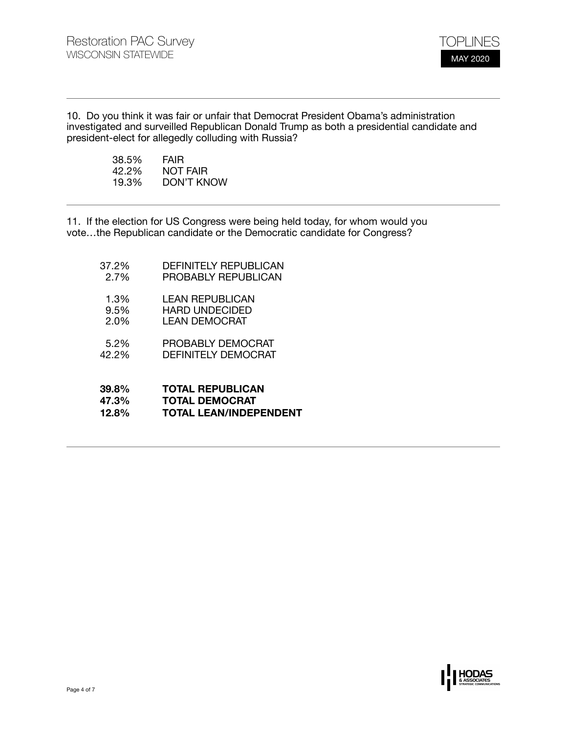10. Do you think it was fair or unfair that Democrat President Obama's administration investigated and surveilled Republican Donald Trump as both a presidential candidate and president-elect for allegedly colluding with Russia?

| | |
|---|---|
| 38.5% | FAIR |
| 42.2% | NOT FAIR |
| 19.3% | DON'T KNOW |

11. If the election for US Congress were being held today, for whom would you vote…the Republican candidate or the Democratic candidate for Congress?

| | |
|---|---|
| 37.2% | DEFINITELY REPUBLICAN |
| 2.7% | PROBABLY REPUBLICAN |
| 1.3% | LEAN REPUBLICAN |
| 9.5% | HARD UNDECIDED |
| 2.0% | LEAN DEMOCRAT |
| 5.2% | PROBABLY DEMOCRAT |
| 42.2% | DEFINITELY DEMOCRAT |
| **39.8%** | **TOTAL REPUBLICAN** |
| **47.3%** | **TOTAL DEMOCRAT** |
| **12.8%** | **TOTAL LEAN/INDEPENDENT** |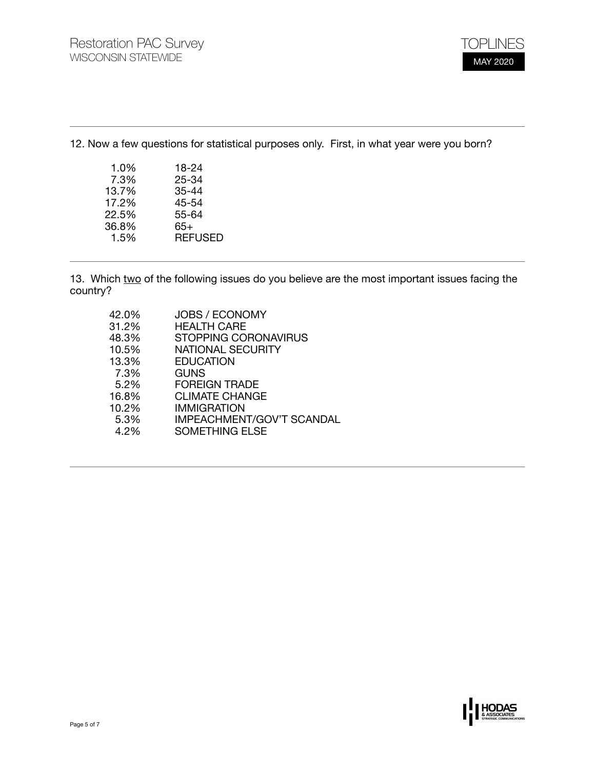12. Now a few questions for statistical purposes only. First, in what year were you born?

| | |
|---|---|
| 1.0% | 18-24 |
| 7.3% | 25-34 |
| 13.7% | 35-44 |
| 17.2% | 45-54 |
| 22.5% | 55-64 |
| 36.8% | 65+ |
| 1.5% | REFUSED |

13. Which <u>two</u> of the following issues do you believe are the most important issues facing the country?

| | |
|---|---|
| 42.0% | JOBS / ECONOMY |
| 31.2% | HEALTH CARE |
| 48.3% | STOPPING CORONAVIRUS |
| 10.5% | NATIONAL SECURITY |
| 13.3% | EDUCATION |
| 7.3% | GUNS |
| 5.2% | FOREIGN TRADE |
| 16.8% | CLIMATE CHANGE |
| 10.2% | IMMIGRATION |
| 5.3% | IMPEACHMENT/GOV'T SCANDAL |
| 4.2% | SOMETHING ELSE |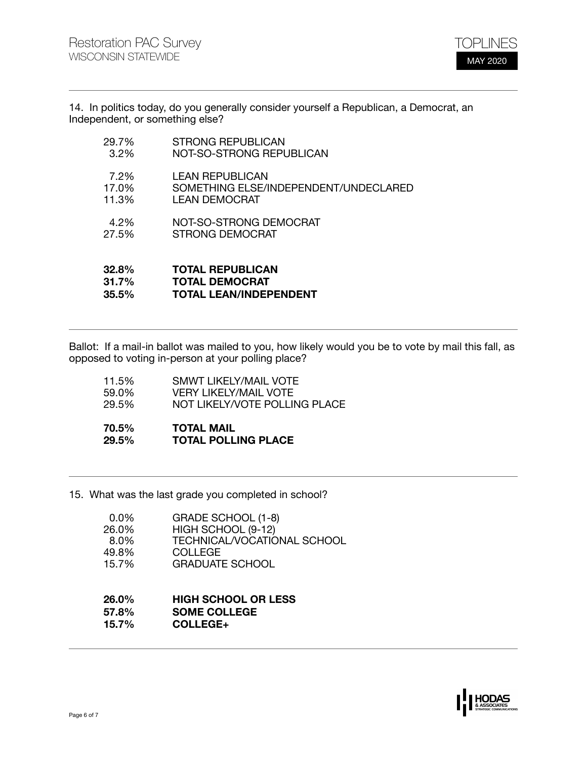14. In politics today, do you generally consider yourself a Republican, a Democrat, an Independent, or something else?

| | |
|---|---|
| 29.7% | STRONG REPUBLICAN |
| 3.2% | NOT-SO-STRONG REPUBLICAN |
| 7.2% | LEAN REPUBLICAN |
| 17.0% | SOMETHING ELSE/INDEPENDENT/UNDECLARED |
| 11.3% | LEAN DEMOCRAT |
| 4.2% | NOT-SO-STRONG DEMOCRAT |
| 27.5% | STRONG DEMOCRAT |
| **32.8%** | **TOTAL REPUBLICAN** |
| **31.7%** | **TOTAL DEMOCRAT** |
| **35.5%** | **TOTAL LEAN/INDEPENDENT** |

Ballot: If a mail-in ballot was mailed to you, how likely would you be to vote by mail this fall, as opposed to voting in-person at your polling place?

| | |
|---|---|
| 11.5% | SMWT LIKELY/MAIL VOTE |
| 59.0% | VERY LIKELY/MAIL VOTE |
| 29.5% | NOT LIKELY/VOTE POLLING PLACE |
| **70.5%** | **TOTAL MAIL** |
| **29.5%** | **TOTAL POLLING PLACE** |

15. What was the last grade you completed in school?

| | |
|---|---|
| 0.0% | GRADE SCHOOL (1-8) |
| 26.0% | HIGH SCHOOL (9-12) |
| 8.0% | TECHNICAL/VOCATIONAL SCHOOL |
| 49.8% | COLLEGE |
| 15.7% | GRADUATE SCHOOL |
| **26.0%** | **HIGH SCHOOL OR LESS** |
| **57.8%** | **SOME COLLEGE** |
| **15.7%** | **COLLEGE+** |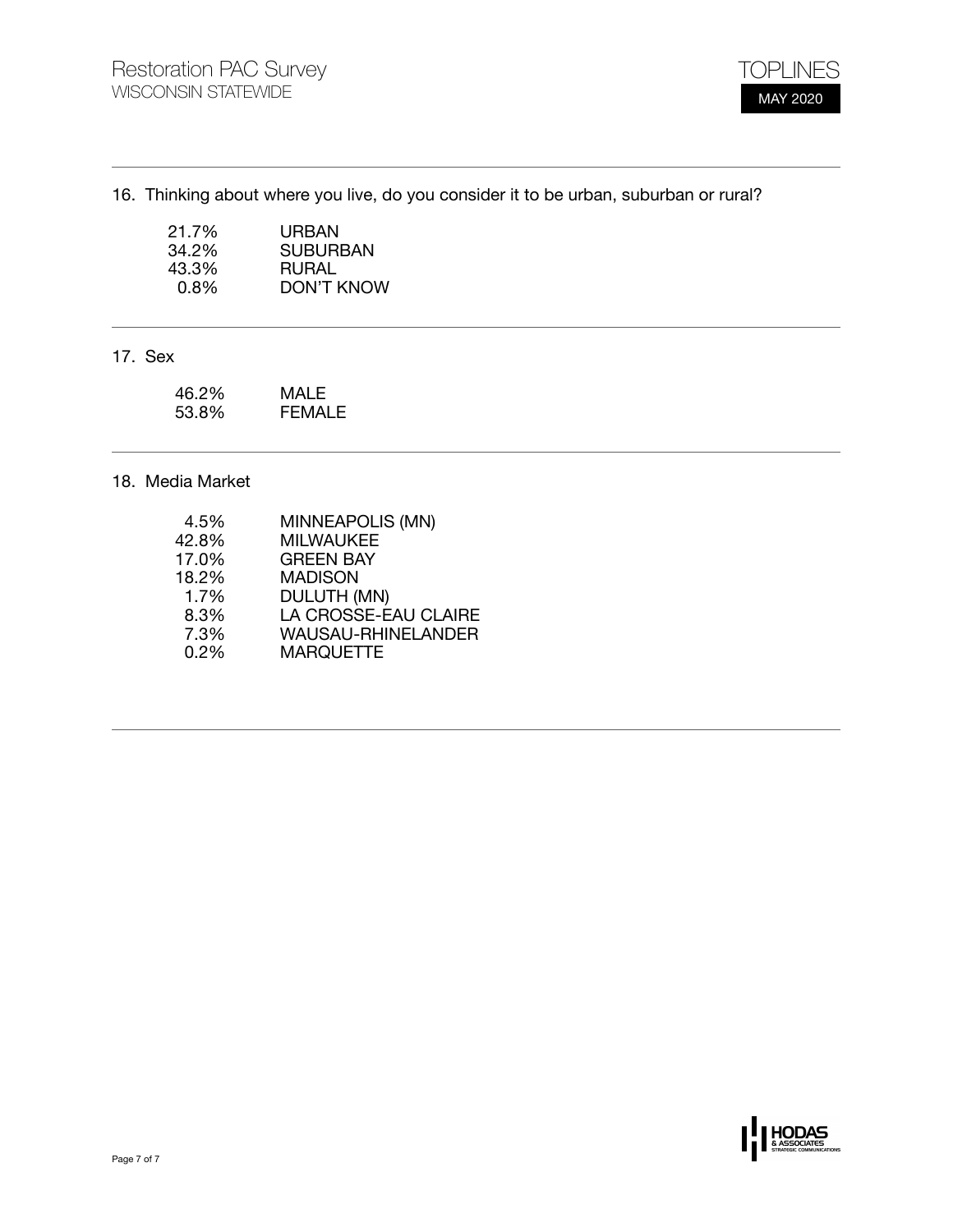16. Thinking about where you live, do you consider it to be urban, suburban or rural?

| | |
|---|---|
| 21.7% | URBAN |
| 34.2% | SUBURBAN |
| 43.3% | RURAL |
| 0.8% | DON'T KNOW |

17. Sex

| | |
|---|---|
| 46.2% | MALE |
| 53.8% | FEMALE |

18. Media Market

| | |
|---|---|
| 4.5% | MINNEAPOLIS (MN) |
| 42.8% | MILWAUKEE |
| 17.0% | GREEN BAY |
| 18.2% | MADISON |
| 1.7% | DULUTH (MN) |
| 8.3% | LA CROSSE-EAU CLAIRE |
| 7.3% | WAUSAU-RHINELANDER |
| 0.2% | MARQUETTE |